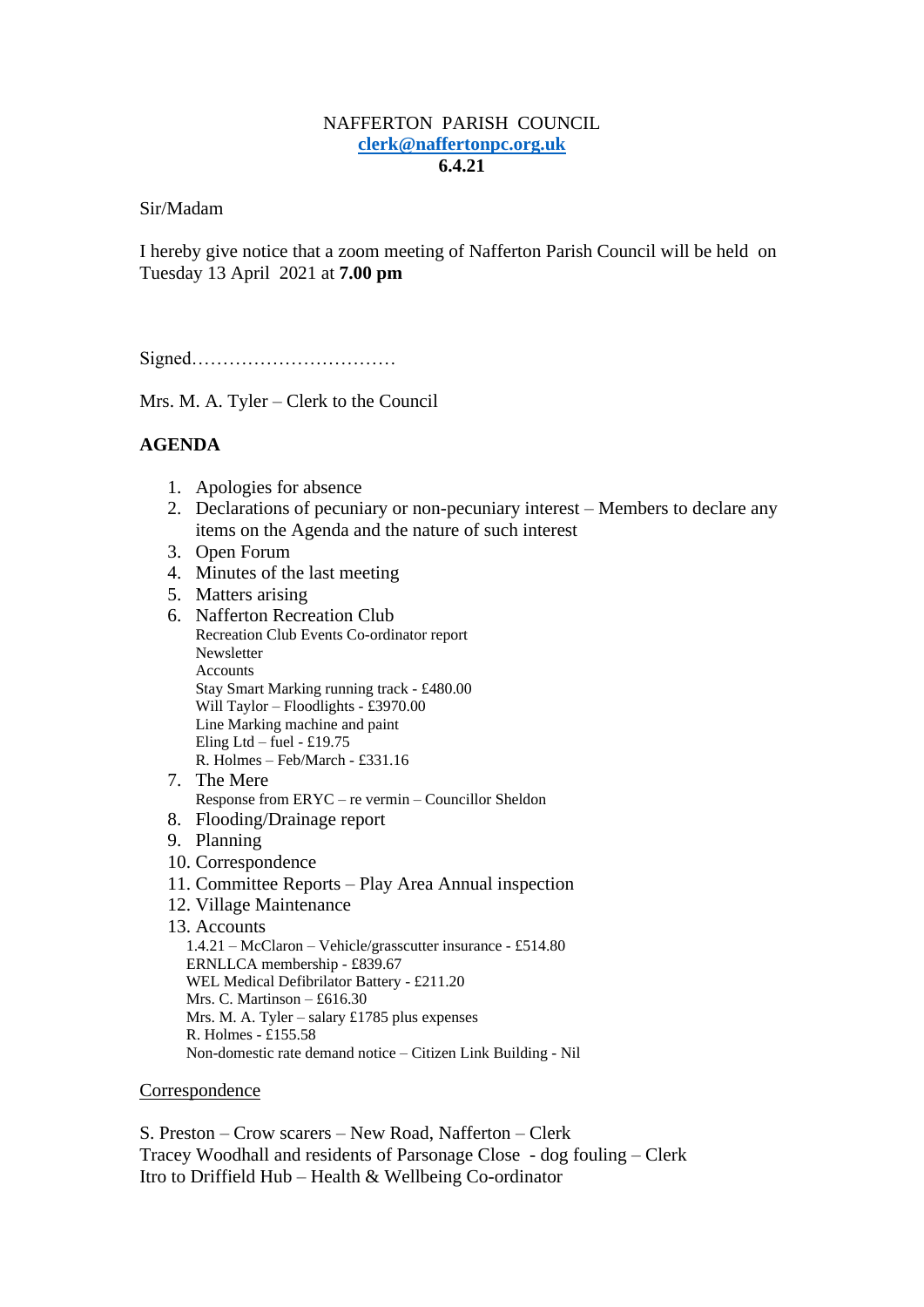NAFFERTON PARISH COUNCIL
clerk@naffertonpc.org.uk
**6.4.21**

Sir/Madam

I hereby give notice that a zoom meeting of Nafferton Parish Council will be held on Tuesday 13 April 2021 at **7.00 pm**

Signed……………………………

Mrs. M. A. Tyler – Clerk to the Council

## AGENDA

1. Apologies for absence
2. Declarations of pecuniary or non-pecuniary interest – Members to declare any items on the Agenda and the nature of such interest
3. Open Forum
4. Minutes of the last meeting
5. Matters arising
6. Nafferton Recreation Club
   Recreation Club Events Co-ordinator report
   Newsletter
   Accounts
   Stay Smart Marking running track - £480.00
   Will Taylor – Floodlights - £3970.00
   Line Marking machine and paint
   Eling Ltd – fuel - £19.75
   R. Holmes – Feb/March - £331.16
7. The Mere
   Response from ERYC – re vermin – Councillor Sheldon
8. Flooding/Drainage report
9. Planning
10. Correspondence
11. Committee Reports – Play Area Annual inspection
12. Village Maintenance
13. Accounts
    1.4.21 – McClaron – Vehicle/grasscutter insurance - £514.80
    ERNLLCA membership - £839.67
    WEL Medical Defibrilator Battery - £211.20
    Mrs. C. Martinson – £616.30
    Mrs. M. A. Tyler – salary £1785 plus expenses
    R. Holmes - £155.58
    Non-domestic rate demand notice – Citizen Link Building - Nil

Correspondence

S. Preston – Crow scarers – New Road, Nafferton – Clerk
Tracey Woodhall and residents of Parsonage Close - dog fouling – Clerk
Itro to Driffield Hub – Health & Wellbeing Co-ordinator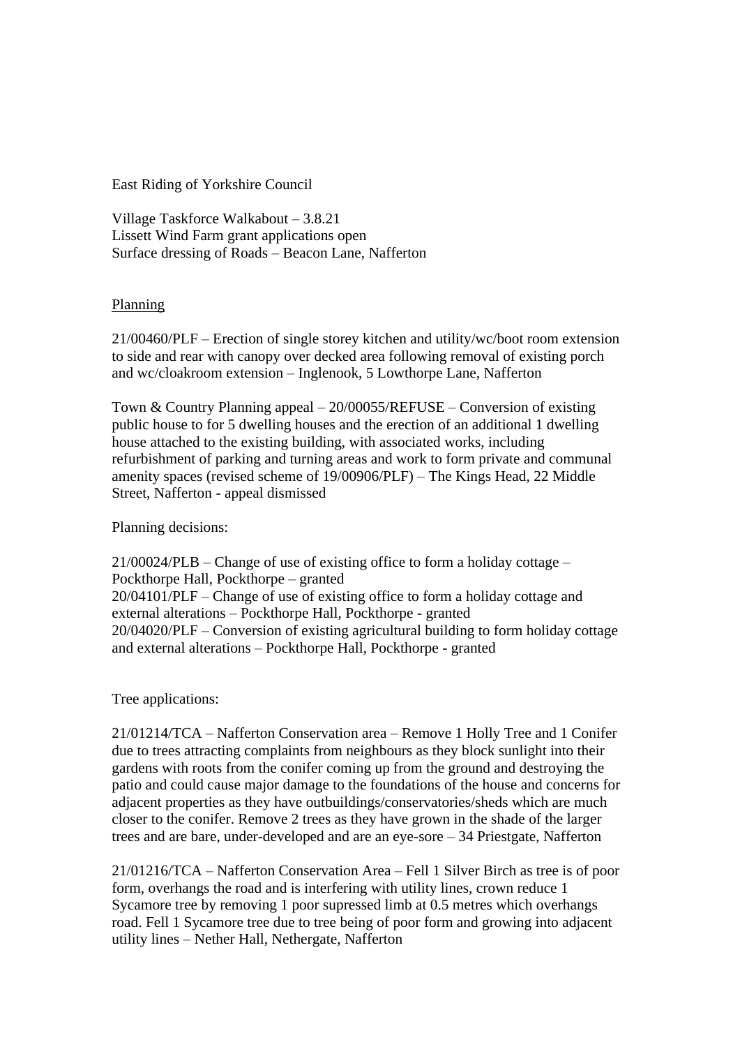East Riding of Yorkshire Council

Village Taskforce Walkabout – 3.8.21
Lissett Wind Farm grant applications open
Surface dressing of Roads – Beacon Lane, Nafferton

Planning

21/00460/PLF – Erection of single storey kitchen and utility/wc/boot room extension to side and rear with canopy over decked area following removal of existing porch and wc/cloakroom extension – Inglenook, 5 Lowthorpe Lane, Nafferton

Town & Country Planning appeal – 20/00055/REFUSE – Conversion of existing public house to for 5 dwelling houses and the erection of an additional 1 dwelling house attached to the existing building, with associated works, including refurbishment of parking and turning areas and work to form private and communal amenity spaces (revised scheme of 19/00906/PLF) – The Kings Head, 22 Middle Street, Nafferton - appeal dismissed

Planning decisions:

21/00024/PLB – Change of use of existing office to form a holiday cottage – Pockthorpe Hall, Pockthorpe – granted
20/04101/PLF – Change of use of existing office to form a holiday cottage and external alterations – Pockthorpe Hall, Pockthorpe - granted
20/04020/PLF – Conversion of existing agricultural building to form holiday cottage and external alterations – Pockthorpe Hall, Pockthorpe - granted

Tree applications:

21/01214/TCA – Nafferton Conservation area – Remove 1 Holly Tree and 1 Conifer due to trees attracting complaints from neighbours as they block sunlight into their gardens with roots from the conifer coming up from the ground and destroying the patio and could cause major damage to the foundations of the house and concerns for adjacent properties as they have outbuildings/conservatories/sheds which are much closer to the conifer. Remove 2 trees as they have grown in the shade of the larger trees and are bare, under-developed and are an eye-sore – 34 Priestgate, Nafferton

21/01216/TCA – Nafferton Conservation Area – Fell 1 Silver Birch as tree is of poor form, overhangs the road and is interfering with utility lines, crown reduce 1 Sycamore tree by removing 1 poor supressed limb at 0.5 metres which overhangs road. Fell 1 Sycamore tree due to tree being of poor form and growing into adjacent utility lines – Nether Hall, Nethergate, Nafferton